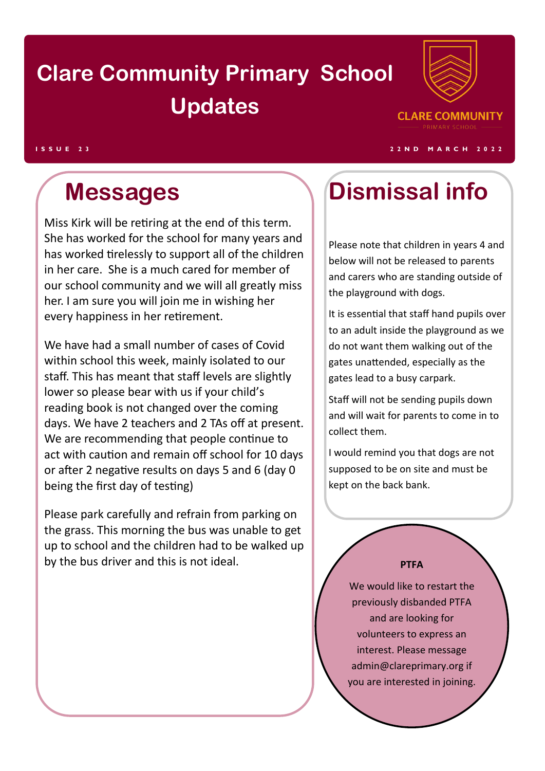# Clare Community Primary School Updates

CLARE COMMUNITY PRIMARY SCHOOL

ISSUE 23

22ND MARCH 2022

## Messages

Miss Kirk will be retiring at the end of this term. She has worked for the school for many years and has worked tirelessly to support all of the children in her care. She is a much cared for member of our school community and we will all greatly miss her. I am sure you will join me in wishing her every happiness in her retirement.

We have had a small number of cases of Covid within school this week, mainly isolated to our staff. This has meant that staff levels are slightly lower so please bear with us if your child's reading book is not changed over the coming days. We have 2 teachers and 2 TAs off at present. We are recommending that people continue to act with caution and remain off school for 10 days or after 2 negative results on days 5 and 6 (day 0 being the first day of testing)

Please park carefully and refrain from parking on the grass. This morning the bus was unable to get up to school and the children had to be walked up by the bus driver and this is not ideal.

## Dismissal info

Please note that children in years 4 and below will not be released to parents and carers who are standing outside of the playground with dogs.

It is essential that staff hand pupils over to an adult inside the playground as we do not want them walking out of the gates unattended, especially as the gates lead to a busy carpark.

Staff will not be sending pupils down and will wait for parents to come in to collect them.

I would remind you that dogs are not supposed to be on site and must be kept on the back bank.

**PTFA**

We would like to restart the previously disbanded PTFA and are looking for volunteers to express an interest. Please message admin@clareprimary.org if you are interested in joining.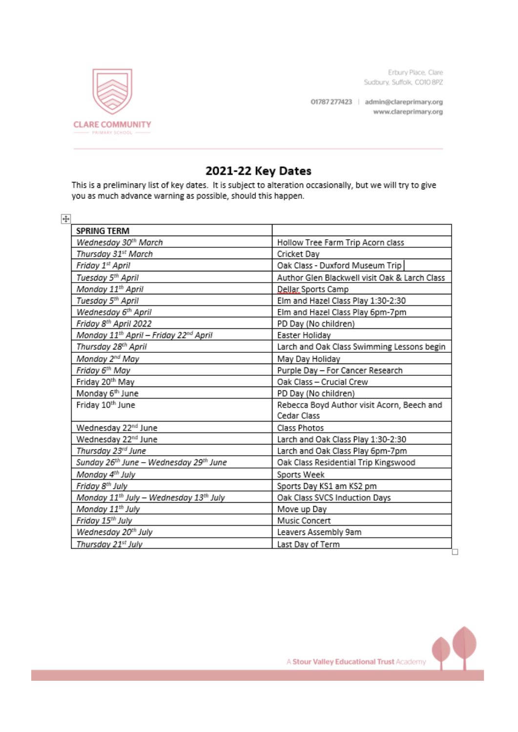Erbury Place, Clare
Sudbury, Suffolk, CO10 8PZ

01787 277423 | admin@clareprimary.org
www.clareprimary.org

CLARE COMMUNITY
PRIMARY SCHOOL

## 2021-22 Key Dates

This is a preliminary list of key dates. It is subject to alteration occasionally, but we will try to give you as much advance warning as possible, should this happen.

| **SPRING TERM** | |
|---|---|
| *Wednesday 30th March* | Hollow Tree Farm Trip Acorn class |
| *Thursday 31st March* | Cricket Day |
| *Friday 1st April* | Oak Class - Duxford Museum Trip |
| *Tuesday 5th April* | Author Glen Blackwell visit Oak & Larch Class |
| *Monday 11th April* | Dellar Sports Camp |
| *Tuesday 5th April* | Elm and Hazel Class Play 1:30-2:30 |
| *Wednesday 6th April* | Elm and Hazel Class Play 6pm-7pm |
| *Friday 8th April 2022* | PD Day (No children) |
| *Monday 11th April – Friday 22nd April* | Easter Holiday |
| *Thursday 28th April* | Larch and Oak Class Swimming Lessons begin |
| *Monday 2nd May* | May Day Holiday |
| *Friday 6th May* | Purple Day – For Cancer Research |
| Friday 20th May | Oak Class – Crucial Crew |
| Monday 6th June | PD Day (No children) |
| Friday 10th June | Rebecca Boyd Author visit Acorn, Beech and Cedar Class |
| Wednesday 22nd June | Class Photos |
| Wednesday 22nd June | Larch and Oak Class Play 1:30-2:30 |
| *Thursday 23rd June* | Larch and Oak Class Play 6pm-7pm |
| *Sunday 26th June – Wednesday 29th June* | Oak Class Residential Trip Kingswood |
| *Monday 4th July* | Sports Week |
| *Friday 8th July* | Sports Day KS1 am KS2 pm |
| *Monday 11th July – Wednesday 13th July* | Oak Class SVCS Induction Days |
| *Monday 11th July* | Move up Day |
| *Friday 15th July* | Music Concert |
| *Wednesday 20th July* | Leavers Assembly 9am |
| *Thursday 21st July* | Last Day of Term |

A Stour Valley Educational Trust Academy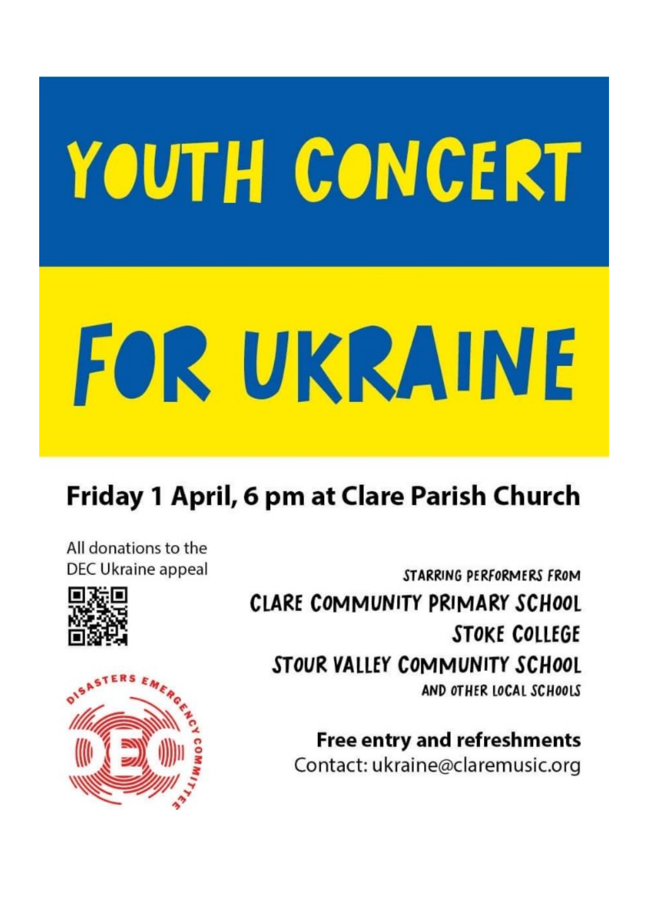# YOUTH CONCERT

# FOR UKRAINE

## Friday 1 April, 6 pm at Clare Parish Church

All donations to the DEC Ukraine appeal

STARRING PERFORMERS FROM

CLARE COMMUNITY PRIMARY SCHOOL

STOKE COLLEGE

STOUR VALLEY COMMUNITY SCHOOL

AND OTHER LOCAL SCHOOLS

**Free entry and refreshments**

Contact: ukraine@claremusic.org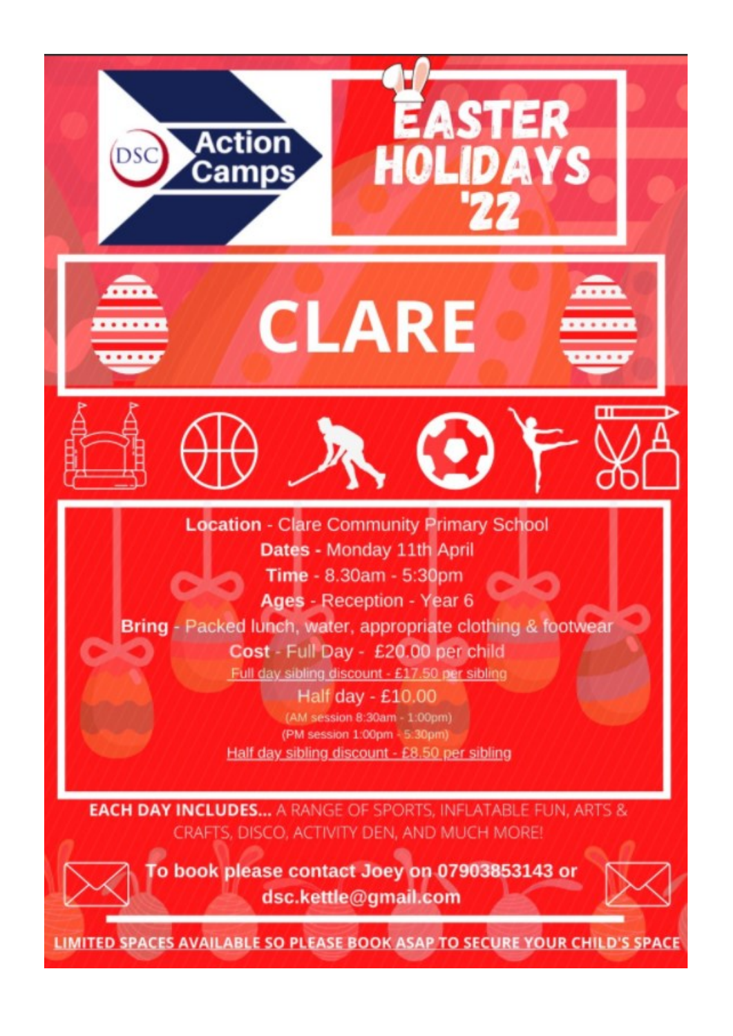DSC Action Camps

# EASTER HOLIDAYS '22

# CLARE

**Location** - Clare Community Primary School

**Dates** - Monday 11th April

**Time** - 8.30am - 5:30pm

**Ages** - Reception - Year 6

**Bring** - Packed lunch, water, appropriate clothing & footwear

**Cost** - Full Day - £20.00 per child

Full day sibling discount - £17.50 per sibling

Half day - £10.00

(AM session 8:30am - 1:00pm)

(PM session 1:00pm - 5:30pm)

Half day sibling discount - £8.50 per sibling

**EACH DAY INCLUDES...** A RANGE OF SPORTS, INFLATABLE FUN, ARTS & CRAFTS, DISCO, ACTIVITY DEN, AND MUCH MORE!

**To book please contact Joey on 07903853143 or dsc.kettle@gmail.com**

LIMITED SPACES AVAILABLE SO PLEASE BOOK ASAP TO SECURE YOUR CHILD'S SPACE